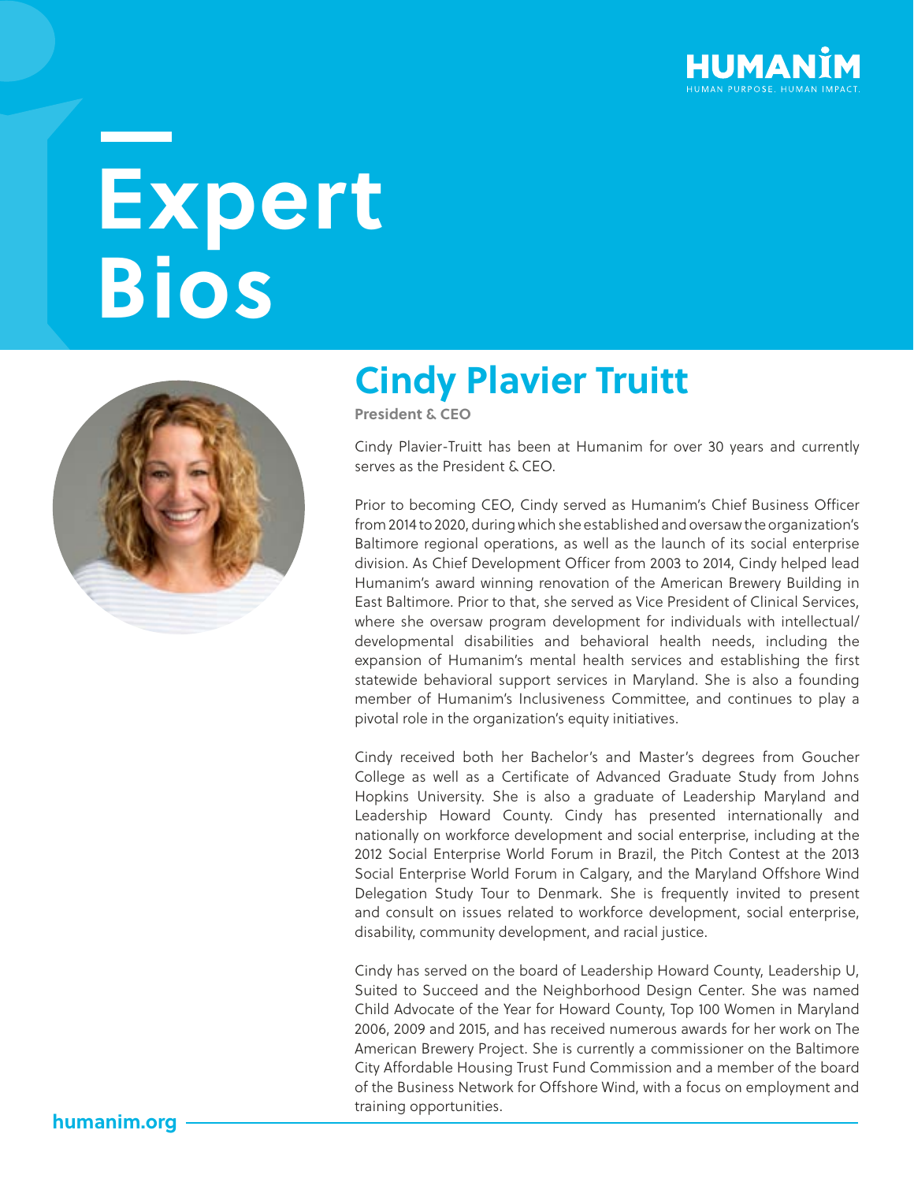# Expert Bios

## Cindy Plavier Truitt

**President & CEO**

Cindy Plavier-Truitt has been at Humanim for over 30 years and currently serves as the President & CEO.

Prior to becoming CEO, Cindy served as Humanim's Chief Business Officer from 2014 to 2020, during which she established and oversaw the organization's Baltimore regional operations, as well as the launch of its social enterprise division. As Chief Development Officer from 2003 to 2014, Cindy helped lead Humanim's award winning renovation of the American Brewery Building in East Baltimore. Prior to that, she served as Vice President of Clinical Services, where she oversaw program development for individuals with intellectual/developmental disabilities and behavioral health needs, including the expansion of Humanim's mental health services and establishing the first statewide behavioral support services in Maryland. She is also a founding member of Humanim's Inclusiveness Committee, and continues to play a pivotal role in the organization's equity initiatives.

Cindy received both her Bachelor's and Master's degrees from Goucher College as well as a Certificate of Advanced Graduate Study from Johns Hopkins University. She is also a graduate of Leadership Maryland and Leadership Howard County. Cindy has presented internationally and nationally on workforce development and social enterprise, including at the 2012 Social Enterprise World Forum in Brazil, the Pitch Contest at the 2013 Social Enterprise World Forum in Calgary, and the Maryland Offshore Wind Delegation Study Tour to Denmark. She is frequently invited to present and consult on issues related to workforce development, social enterprise, disability, community development, and racial justice.

Cindy has served on the board of Leadership Howard County, Leadership U, Suited to Succeed and the Neighborhood Design Center. She was named Child Advocate of the Year for Howard County, Top 100 Women in Maryland 2006, 2009 and 2015, and has received numerous awards for her work on The American Brewery Project. She is currently a commissioner on the Baltimore City Affordable Housing Trust Fund Commission and a member of the board of the Business Network for Offshore Wind, with a focus on employment and training opportunities.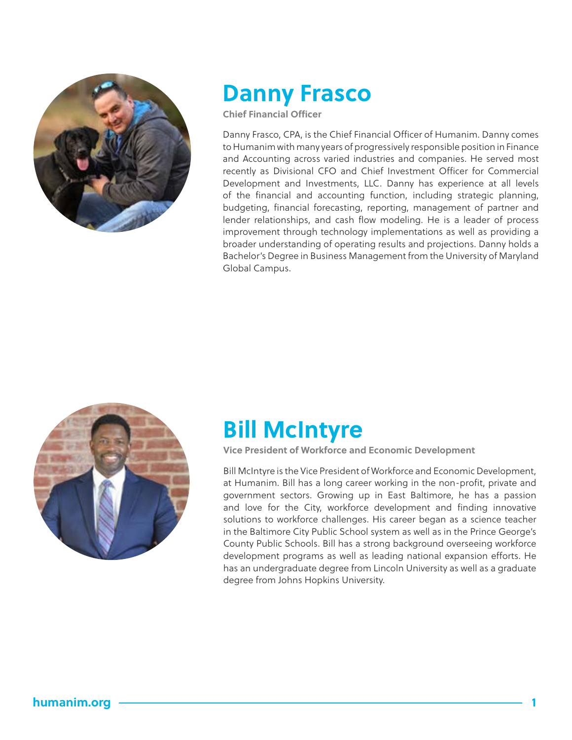## Danny Frasco

**Chief Financial Officer**

Danny Frasco, CPA, is the Chief Financial Officer of Humanim. Danny comes to Humanim with many years of progressively responsible position in Finance and Accounting across varied industries and companies. He served most recently as Divisional CFO and Chief Investment Officer for Commercial Development and Investments, LLC. Danny has experience at all levels of the financial and accounting function, including strategic planning, budgeting, financial forecasting, reporting, management of partner and lender relationships, and cash flow modeling. He is a leader of process improvement through technology implementations as well as providing a broader understanding of operating results and projections. Danny holds a Bachelor's Degree in Business Management from the University of Maryland Global Campus.

## Bill McIntyre

**Vice President of Workforce and Economic Development**

Bill McIntyre is the Vice President of Workforce and Economic Development, at Humanim. Bill has a long career working in the non-profit, private and government sectors. Growing up in East Baltimore, he has a passion and love for the City, workforce development and finding innovative solutions to workforce challenges. His career began as a science teacher in the Baltimore City Public School system as well as in the Prince George's County Public Schools. Bill has a strong background overseeing workforce development programs as well as leading national expansion efforts. He has an undergraduate degree from Lincoln University as well as a graduate degree from Johns Hopkins University.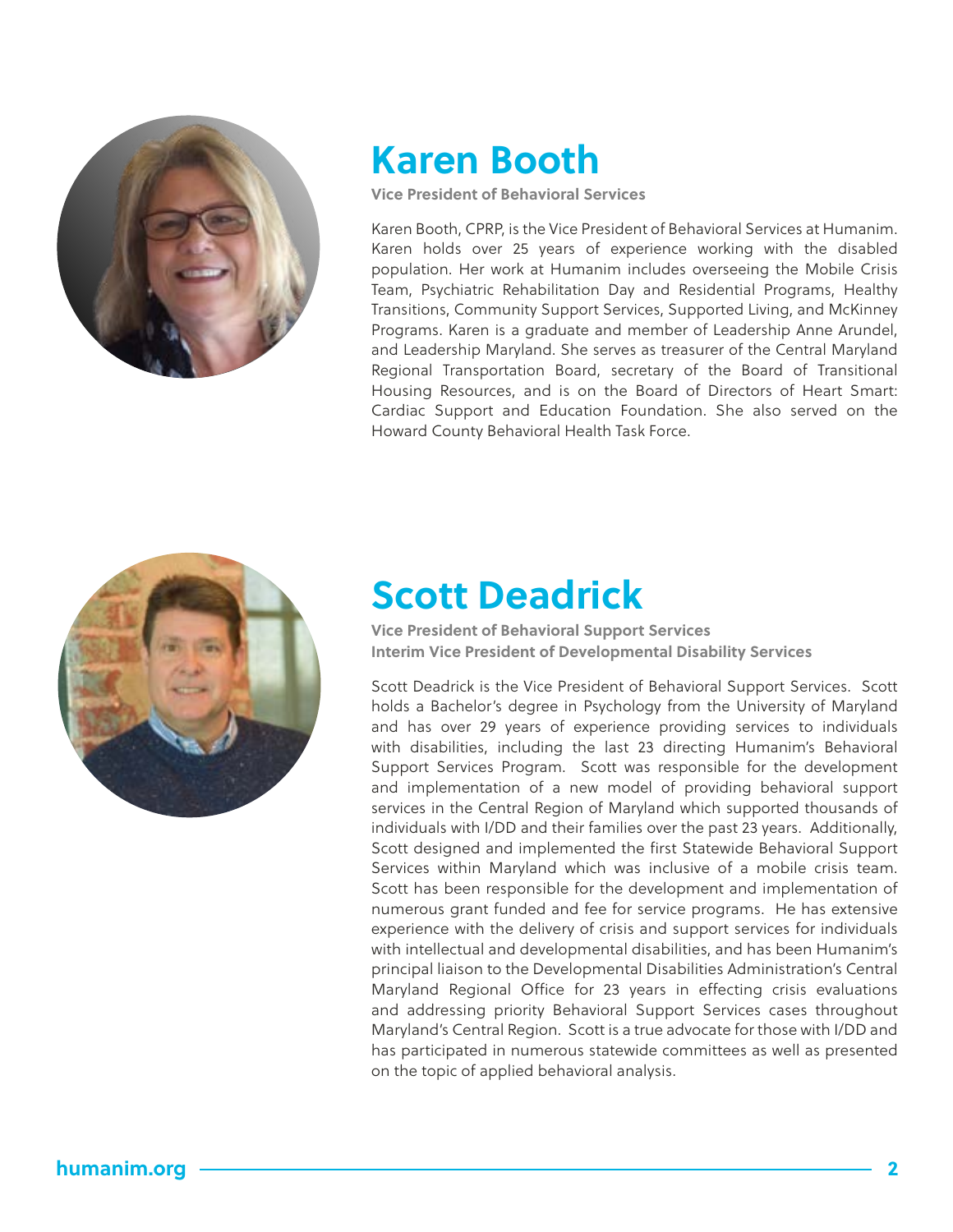## Karen Booth

**Vice President of Behavioral Services**

Karen Booth, CPRP, is the Vice President of Behavioral Services at Humanim. Karen holds over 25 years of experience working with the disabled population. Her work at Humanim includes overseeing the Mobile Crisis Team, Psychiatric Rehabilitation Day and Residential Programs, Healthy Transitions, Community Support Services, Supported Living, and McKinney Programs. Karen is a graduate and member of Leadership Anne Arundel, and Leadership Maryland. She serves as treasurer of the Central Maryland Regional Transportation Board, secretary of the Board of Transitional Housing Resources, and is on the Board of Directors of Heart Smart: Cardiac Support and Education Foundation. She also served on the Howard County Behavioral Health Task Force.

## Scott Deadrick

**Vice President of Behavioral Support Services**
**Interim Vice President of Developmental Disability Services**

Scott Deadrick is the Vice President of Behavioral Support Services. Scott holds a Bachelor's degree in Psychology from the University of Maryland and has over 29 years of experience providing services to individuals with disabilities, including the last 23 directing Humanim's Behavioral Support Services Program. Scott was responsible for the development and implementation of a new model of providing behavioral support services in the Central Region of Maryland which supported thousands of individuals with I/DD and their families over the past 23 years. Additionally, Scott designed and implemented the first Statewide Behavioral Support Services within Maryland which was inclusive of a mobile crisis team. Scott has been responsible for the development and implementation of numerous grant funded and fee for service programs. He has extensive experience with the delivery of crisis and support services for individuals with intellectual and developmental disabilities, and has been Humanim's principal liaison to the Developmental Disabilities Administration's Central Maryland Regional Office for 23 years in effecting crisis evaluations and addressing priority Behavioral Support Services cases throughout Maryland's Central Region. Scott is a true advocate for those with I/DD and has participated in numerous statewide committees as well as presented on the topic of applied behavioral analysis.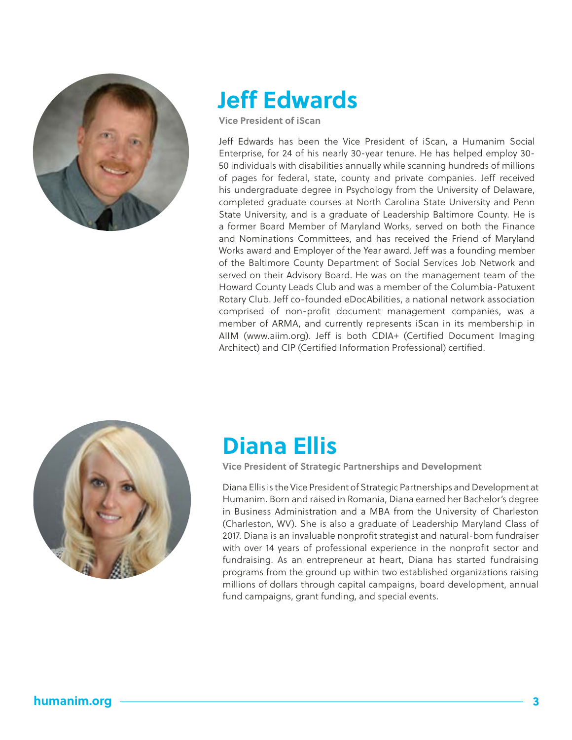## Jeff Edwards

**Vice President of iScan**

Jeff Edwards has been the Vice President of iScan, a Humanim Social Enterprise, for 24 of his nearly 30-year tenure. He has helped employ 30-50 individuals with disabilities annually while scanning hundreds of millions of pages for federal, state, county and private companies. Jeff received his undergraduate degree in Psychology from the University of Delaware, completed graduate courses at North Carolina State University and Penn State University, and is a graduate of Leadership Baltimore County. He is a former Board Member of Maryland Works, served on both the Finance and Nominations Committees, and has received the Friend of Maryland Works award and Employer of the Year award. Jeff was a founding member of the Baltimore County Department of Social Services Job Network and served on their Advisory Board. He was on the management team of the Howard County Leads Club and was a member of the Columbia-Patuxent Rotary Club. Jeff co-founded eDocAbilities, a national network association comprised of non-profit document management companies, was a member of ARMA, and currently represents iScan in its membership in AIIM (www.aiim.org). Jeff is both CDIA+ (Certified Document Imaging Architect) and CIP (Certified Information Professional) certified.

## Diana Ellis

**Vice President of Strategic Partnerships and Development**

Diana Ellis is the Vice President of Strategic Partnerships and Development at Humanim. Born and raised in Romania, Diana earned her Bachelor's degree in Business Administration and a MBA from the University of Charleston (Charleston, WV). She is also a graduate of Leadership Maryland Class of 2017. Diana is an invaluable nonprofit strategist and natural-born fundraiser with over 14 years of professional experience in the nonprofit sector and fundraising. As an entrepreneur at heart, Diana has started fundraising programs from the ground up within two established organizations raising millions of dollars through capital campaigns, board development, annual fund campaigns, grant funding, and special events.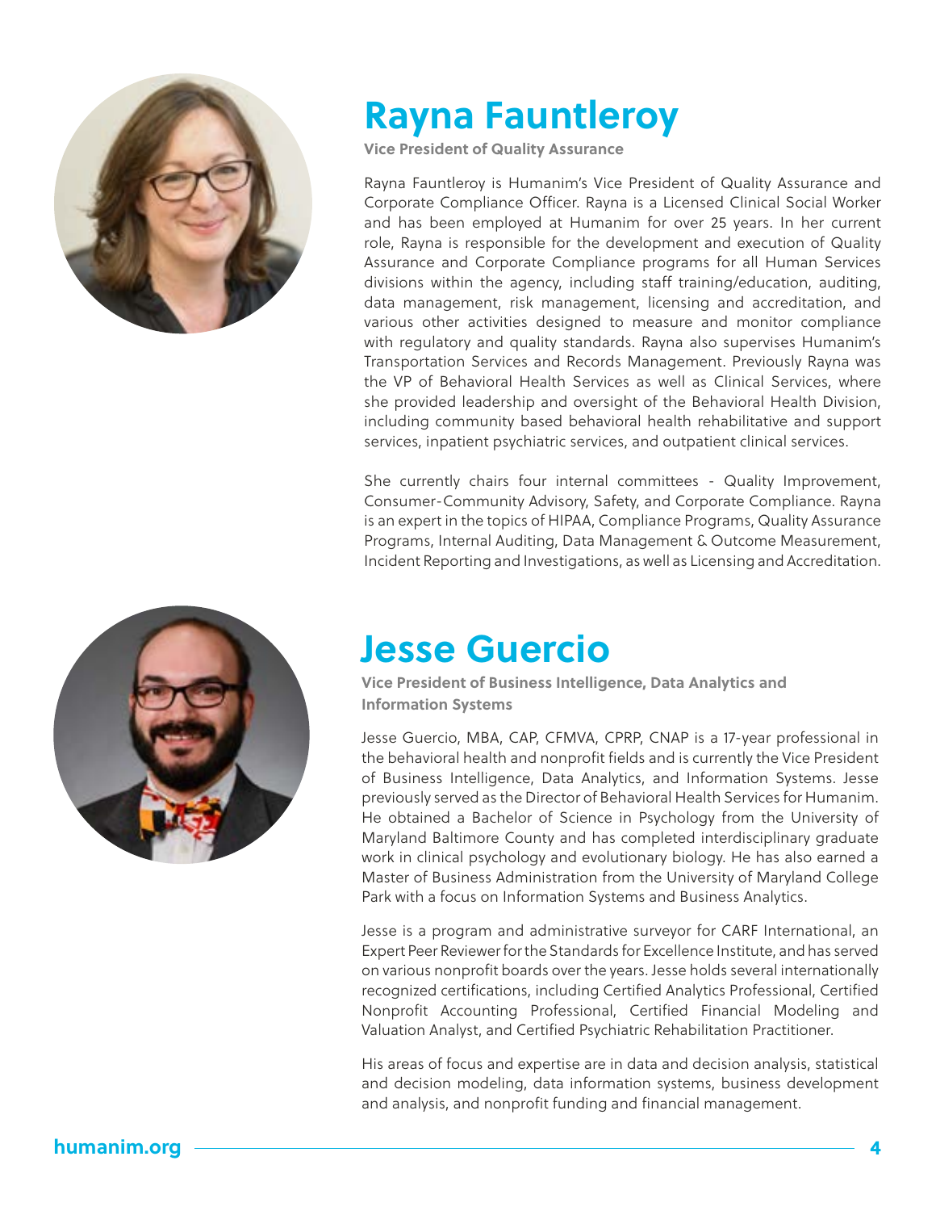## Rayna Fauntleroy

**Vice President of Quality Assurance**

Rayna Fauntleroy is Humanim's Vice President of Quality Assurance and Corporate Compliance Officer. Rayna is a Licensed Clinical Social Worker and has been employed at Humanim for over 25 years. In her current role, Rayna is responsible for the development and execution of Quality Assurance and Corporate Compliance programs for all Human Services divisions within the agency, including staff training/education, auditing, data management, risk management, licensing and accreditation, and various other activities designed to measure and monitor compliance with regulatory and quality standards. Rayna also supervises Humanim's Transportation Services and Records Management. Previously Rayna was the VP of Behavioral Health Services as well as Clinical Services, where she provided leadership and oversight of the Behavioral Health Division, including community based behavioral health rehabilitative and support services, inpatient psychiatric services, and outpatient clinical services.

She currently chairs four internal committees - Quality Improvement, Consumer-Community Advisory, Safety, and Corporate Compliance. Rayna is an expert in the topics of HIPAA, Compliance Programs, Quality Assurance Programs, Internal Auditing, Data Management & Outcome Measurement, Incident Reporting and Investigations, as well as Licensing and Accreditation.

## Jesse Guercio

**Vice President of Business Intelligence, Data Analytics and Information Systems**

Jesse Guercio, MBA, CAP, CFMVA, CPRP, CNAP is a 17-year professional in the behavioral health and nonprofit fields and is currently the Vice President of Business Intelligence, Data Analytics, and Information Systems. Jesse previously served as the Director of Behavioral Health Services for Humanim. He obtained a Bachelor of Science in Psychology from the University of Maryland Baltimore County and has completed interdisciplinary graduate work in clinical psychology and evolutionary biology. He has also earned a Master of Business Administration from the University of Maryland College Park with a focus on Information Systems and Business Analytics.

Jesse is a program and administrative surveyor for CARF International, an Expert Peer Reviewer for the Standards for Excellence Institute, and has served on various nonprofit boards over the years. Jesse holds several internationally recognized certifications, including Certified Analytics Professional, Certified Nonprofit Accounting Professional, Certified Financial Modeling and Valuation Analyst, and Certified Psychiatric Rehabilitation Practitioner.

His areas of focus and expertise are in data and decision analysis, statistical and decision modeling, data information systems, business development and analysis, and nonprofit funding and financial management.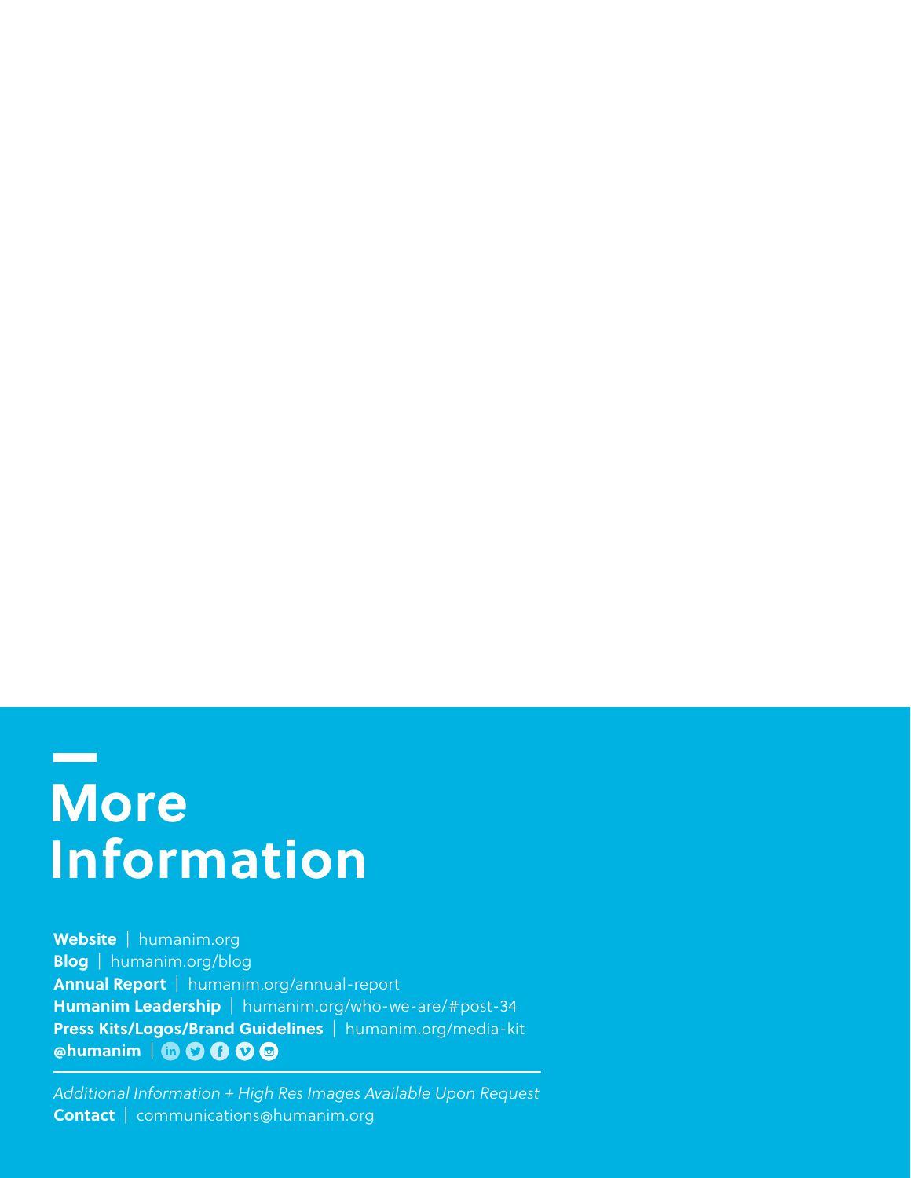# More Information

**Website** | humanim.org
**Blog** | humanim.org/blog
**Annual Report** | humanim.org/annual-report
**Humanim Leadership** | humanim.org/who-we-are/#post-34
**Press Kits/Logos/Brand Guidelines** | humanim.org/media-kit
**@humanim** |

*Additional Information + High Res Images Available Upon Request*
**Contact** | communications@humanim.org